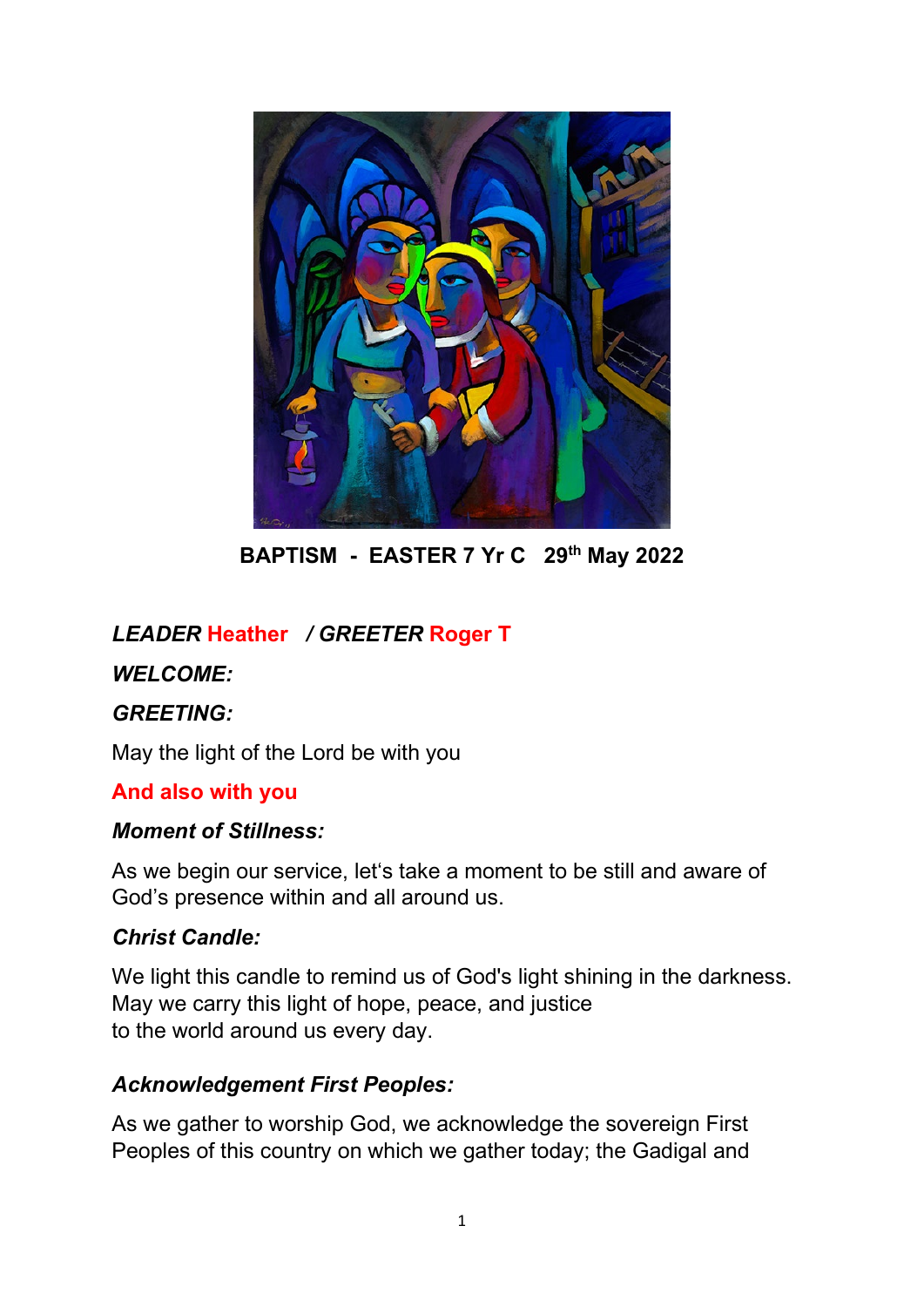**BAPTISM - EASTER 7 Yr C 29th May 2022**

***LEADER* Heather / *GREETER* Roger T**

***WELCOME:***

***GREETING:***

May the light of the Lord be with you

**And also with you**

***Moment of Stillness:***

As we begin our service, let's take a moment to be still and aware of God's presence within and all around us.

***Christ Candle:***

We light this candle to remind us of God's light shining in the darkness.
May we carry this light of hope, peace, and justice
to the world around us every day.

***Acknowledgement First Peoples:***

As we gather to worship God, we acknowledge the sovereign First Peoples of this country on which we gather today; the Gadigal and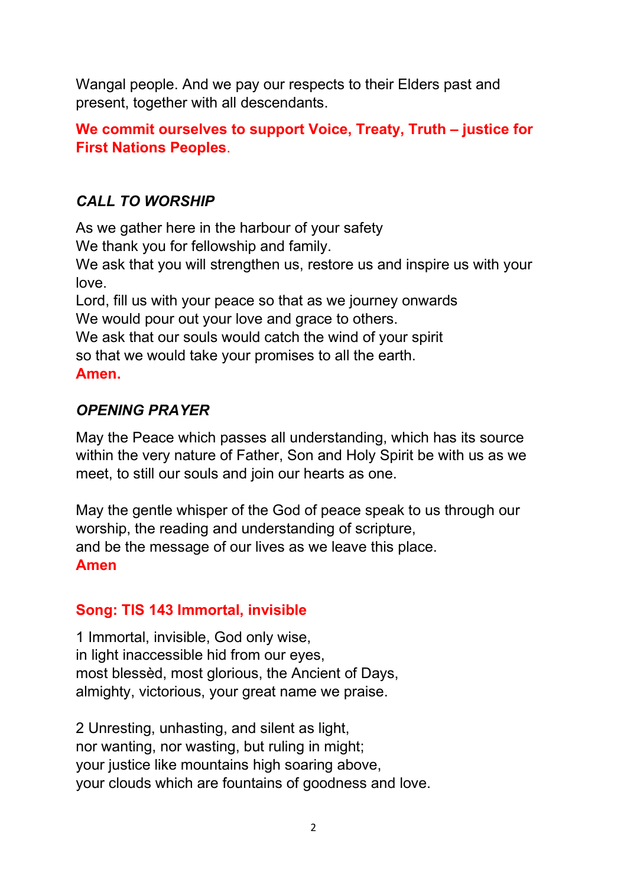Wangal people. And we pay our respects to their Elders past and present, together with all descendants.

**We commit ourselves to support Voice, Treaty, Truth – justice for First Nations Peoples**.

## *CALL TO WORSHIP*

As we gather here in the harbour of your safety
We thank you for fellowship and family.
We ask that you will strengthen us, restore us and inspire us with your love.
Lord, fill us with your peace so that as we journey onwards
We would pour out your love and grace to others.
We ask that our souls would catch the wind of your spirit
so that we would take your promises to all the earth.
**Amen.**

## *OPENING PRAYER*

May the Peace which passes all understanding, which has its source within the very nature of Father, Son and Holy Spirit be with us as we meet, to still our souls and join our hearts as one.

May the gentle whisper of the God of peace speak to us through our worship, the reading and understanding of scripture,
and be the message of our lives as we leave this place.
**Amen**

## Song: TIS 143 Immortal, invisible

1 Immortal, invisible, God only wise,
in light inaccessible hid from our eyes,
most blessèd, most glorious, the Ancient of Days,
almighty, victorious, your great name we praise.

2 Unresting, unhasting, and silent as light,
nor wanting, nor wasting, but ruling in might;
your justice like mountains high soaring above,
your clouds which are fountains of goodness and love.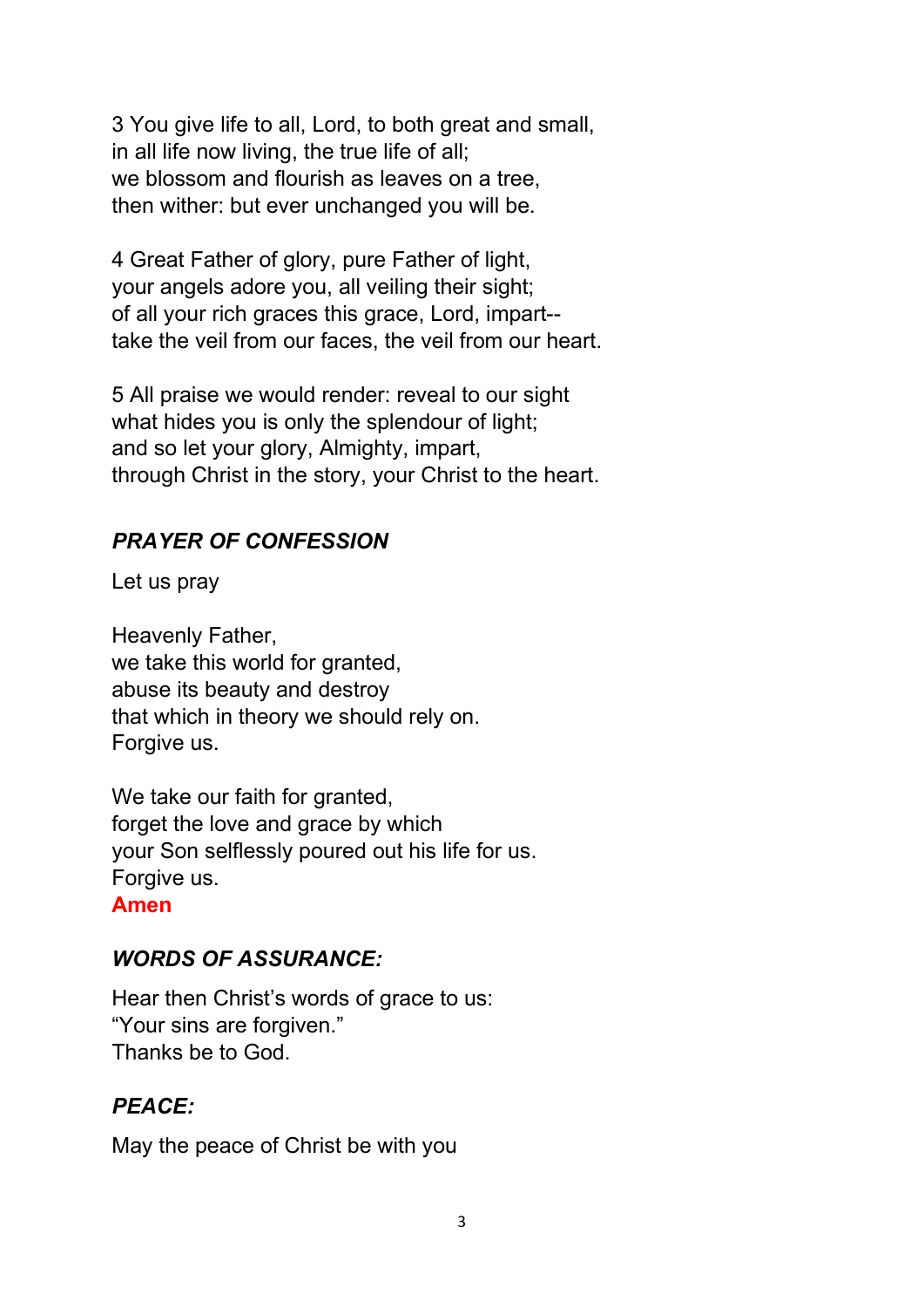3 You give life to all, Lord, to both great and small,
in all life now living, the true life of all;
we blossom and flourish as leaves on a tree,
then wither: but ever unchanged you will be.

4 Great Father of glory, pure Father of light,
your angels adore you, all veiling their sight;
of all your rich graces this grace, Lord, impart--
take the veil from our faces, the veil from our heart.

5 All praise we would render: reveal to our sight
what hides you is only the splendour of light;
and so let your glory, Almighty, impart,
through Christ in the story, your Christ to the heart.

### *PRAYER OF CONFESSION*

Let us pray

Heavenly Father,
we take this world for granted,
abuse its beauty and destroy
that which in theory we should rely on.
Forgive us.

We take our faith for granted,
forget the love and grace by which
your Son selflessly poured out his life for us.
Forgive us.
**Amen**

### *WORDS OF ASSURANCE:*

Hear then Christ's words of grace to us:
"Your sins are forgiven."
Thanks be to God.

### *PEACE:*

May the peace of Christ be with you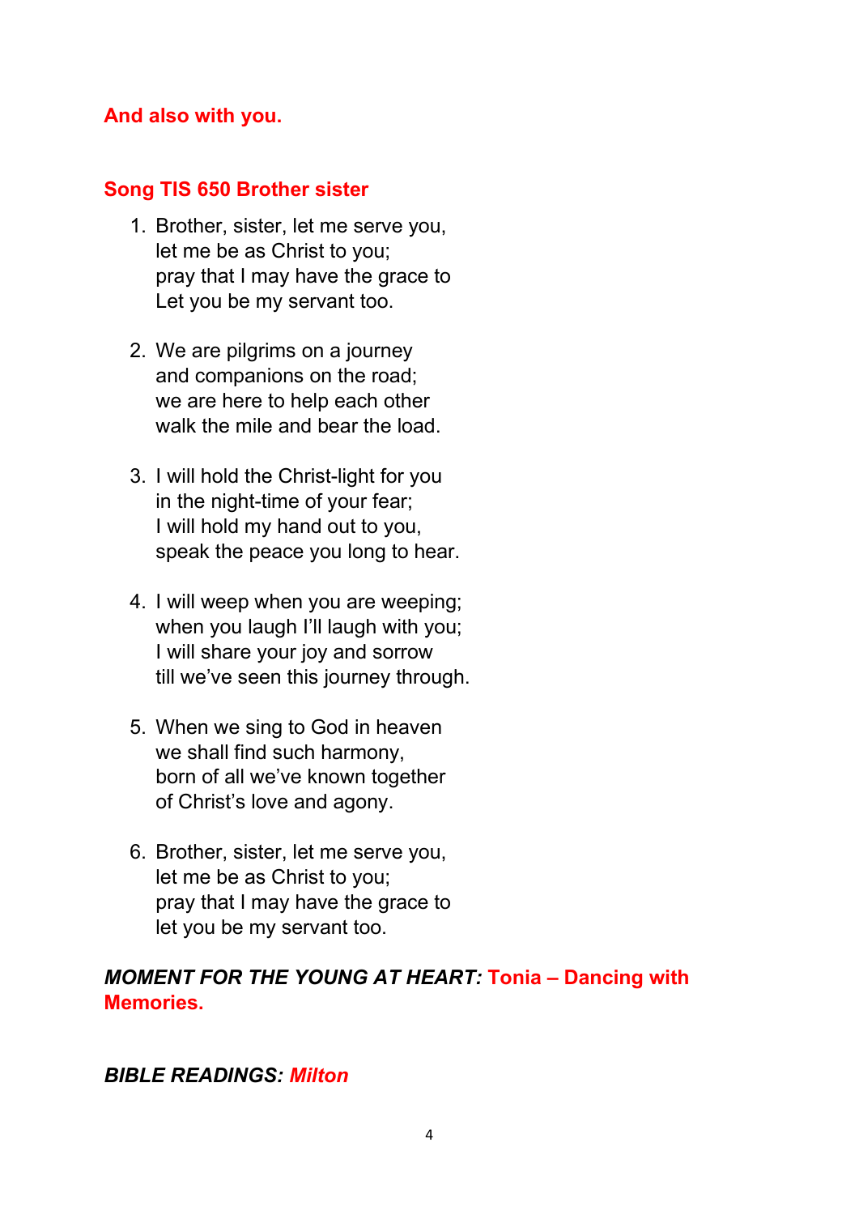**And also with you.**

**Song TIS 650 Brother sister**

1. Brother, sister, let me serve you,
   let me be as Christ to you;
   pray that I may have the grace to
   Let you be my servant too.

2. We are pilgrims on a journey
   and companions on the road;
   we are here to help each other
   walk the mile and bear the load.

3. I will hold the Christ-light for you
   in the night-time of your fear;
   I will hold my hand out to you,
   speak the peace you long to hear.

4. I will weep when you are weeping;
   when you laugh I'll laugh with you;
   I will share your joy and sorrow
   till we've seen this journey through.

5. When we sing to God in heaven
   we shall find such harmony,
   born of all we've known together
   of Christ's love and agony.

6. Brother, sister, let me serve you,
   let me be as Christ to you;
   pray that I may have the grace to
   let you be my servant too.

***MOMENT FOR THE YOUNG AT HEART:*** **Tonia – Dancing with Memories.**

***BIBLE READINGS: Milton***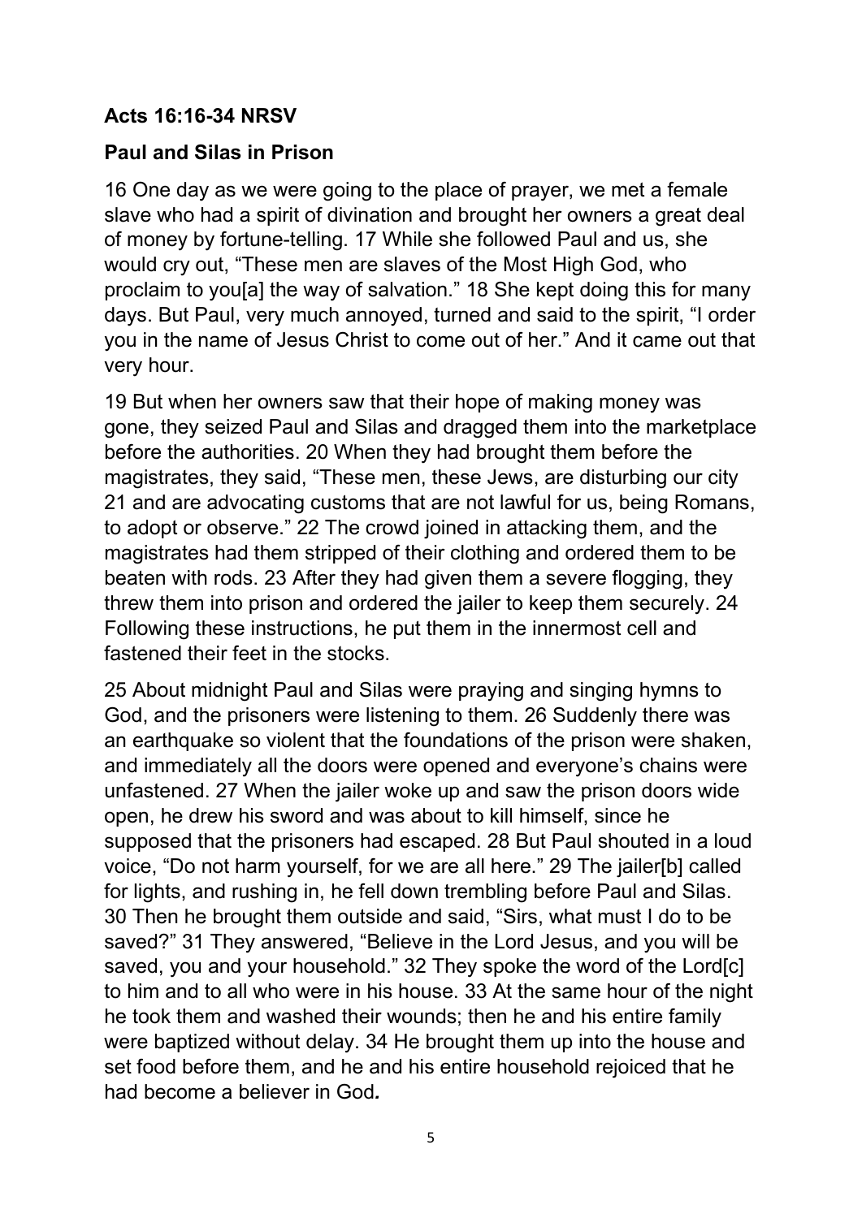**Acts 16:16-34 NRSV**

**Paul and Silas in Prison**

16 One day as we were going to the place of prayer, we met a female slave who had a spirit of divination and brought her owners a great deal of money by fortune-telling. 17 While she followed Paul and us, she would cry out, "These men are slaves of the Most High God, who proclaim to you[a] the way of salvation." 18 She kept doing this for many days. But Paul, very much annoyed, turned and said to the spirit, "I order you in the name of Jesus Christ to come out of her." And it came out that very hour.

19 But when her owners saw that their hope of making money was gone, they seized Paul and Silas and dragged them into the marketplace before the authorities. 20 When they had brought them before the magistrates, they said, "These men, these Jews, are disturbing our city 21 and are advocating customs that are not lawful for us, being Romans, to adopt or observe." 22 The crowd joined in attacking them, and the magistrates had them stripped of their clothing and ordered them to be beaten with rods. 23 After they had given them a severe flogging, they threw them into prison and ordered the jailer to keep them securely. 24 Following these instructions, he put them in the innermost cell and fastened their feet in the stocks.

25 About midnight Paul and Silas were praying and singing hymns to God, and the prisoners were listening to them. 26 Suddenly there was an earthquake so violent that the foundations of the prison were shaken, and immediately all the doors were opened and everyone's chains were unfastened. 27 When the jailer woke up and saw the prison doors wide open, he drew his sword and was about to kill himself, since he supposed that the prisoners had escaped. 28 But Paul shouted in a loud voice, "Do not harm yourself, for we are all here." 29 The jailer[b] called for lights, and rushing in, he fell down trembling before Paul and Silas. 30 Then he brought them outside and said, "Sirs, what must I do to be saved?" 31 They answered, "Believe in the Lord Jesus, and you will be saved, you and your household." 32 They spoke the word of the Lord[c] to him and to all who were in his house. 33 At the same hour of the night he took them and washed their wounds; then he and his entire family were baptized without delay. 34 He brought them up into the house and set food before them, and he and his entire household rejoiced that he had become a believer in God*.*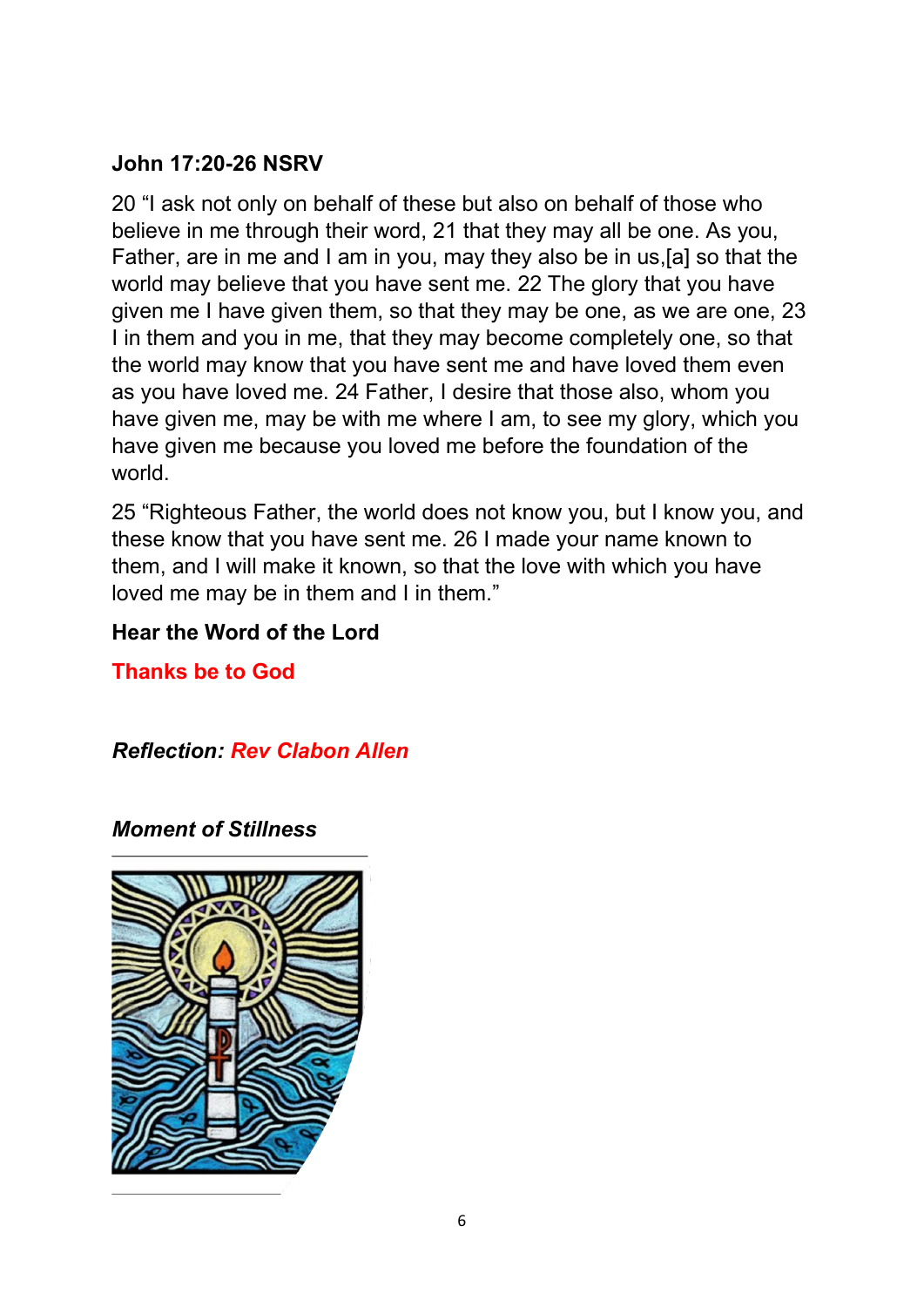**John 17:20-26 NSRV**

20 "I ask not only on behalf of these but also on behalf of those who believe in me through their word, 21 that they may all be one. As you, Father, are in me and I am in you, may they also be in us,[a] so that the world may believe that you have sent me. 22 The glory that you have given me I have given them, so that they may be one, as we are one, 23 I in them and you in me, that they may become completely one, so that the world may know that you have sent me and have loved them even as you have loved me. 24 Father, I desire that those also, whom you have given me, may be with me where I am, to see my glory, which you have given me because you loved me before the foundation of the world.

25 "Righteous Father, the world does not know you, but I know you, and these know that you have sent me. 26 I made your name known to them, and I will make it known, so that the love with which you have loved me may be in them and I in them."

**Hear the Word of the Lord**

**Thanks be to God**

***Reflection: Rev Clabon Allen***

***Moment of Stillness***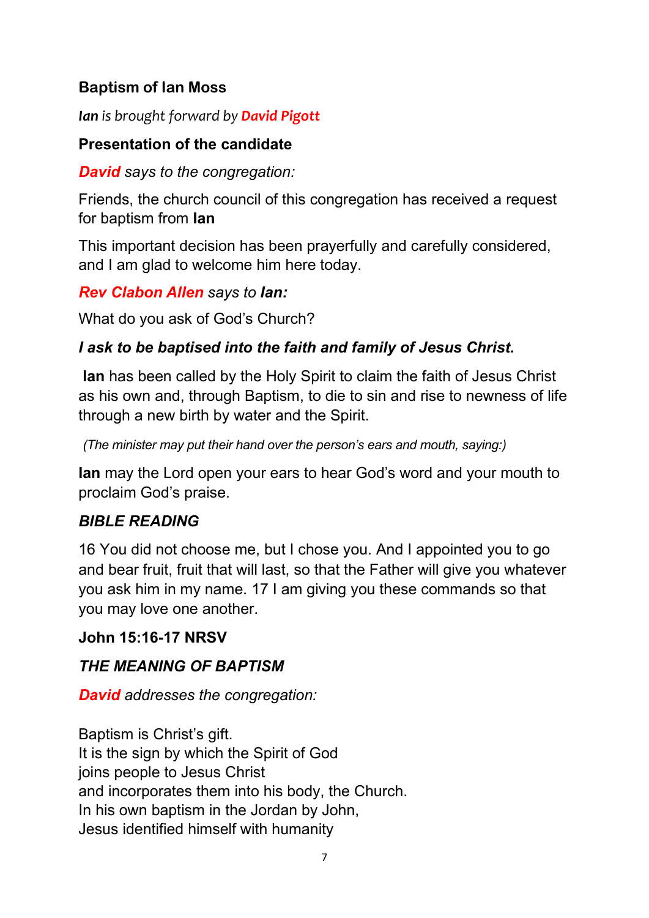**Baptism of Ian Moss**

***Ian** is brought forward by **David Pigott***

**Presentation of the candidate**

***David** says to the congregation:*

Friends, the church council of this congregation has received a request for baptism from **Ian**

This important decision has been prayerfully and carefully considered, and I am glad to welcome him here today.

***Rev Clabon Allen** says to **Ian:***

What do you ask of God's Church?

***I ask to be baptised into the faith and family of Jesus Christ.***

**Ian** has been called by the Holy Spirit to claim the faith of Jesus Christ as his own and, through Baptism, to die to sin and rise to newness of life through a new birth by water and the Spirit.

*(The minister may put their hand over the person's ears and mouth, saying:)*

**Ian** may the Lord open your ears to hear God's word and your mouth to proclaim God's praise.

***BIBLE READING***

16 You did not choose me, but I chose you. And I appointed you to go and bear fruit, fruit that will last, so that the Father will give you whatever you ask him in my name. 17 I am giving you these commands so that you may love one another.

**John 15:16-17 NRSV**

***THE MEANING OF BAPTISM***

***David** addresses the congregation:*

Baptism is Christ's gift.
It is the sign by which the Spirit of God
joins people to Jesus Christ
and incorporates them into his body, the Church.
In his own baptism in the Jordan by John,
Jesus identified himself with humanity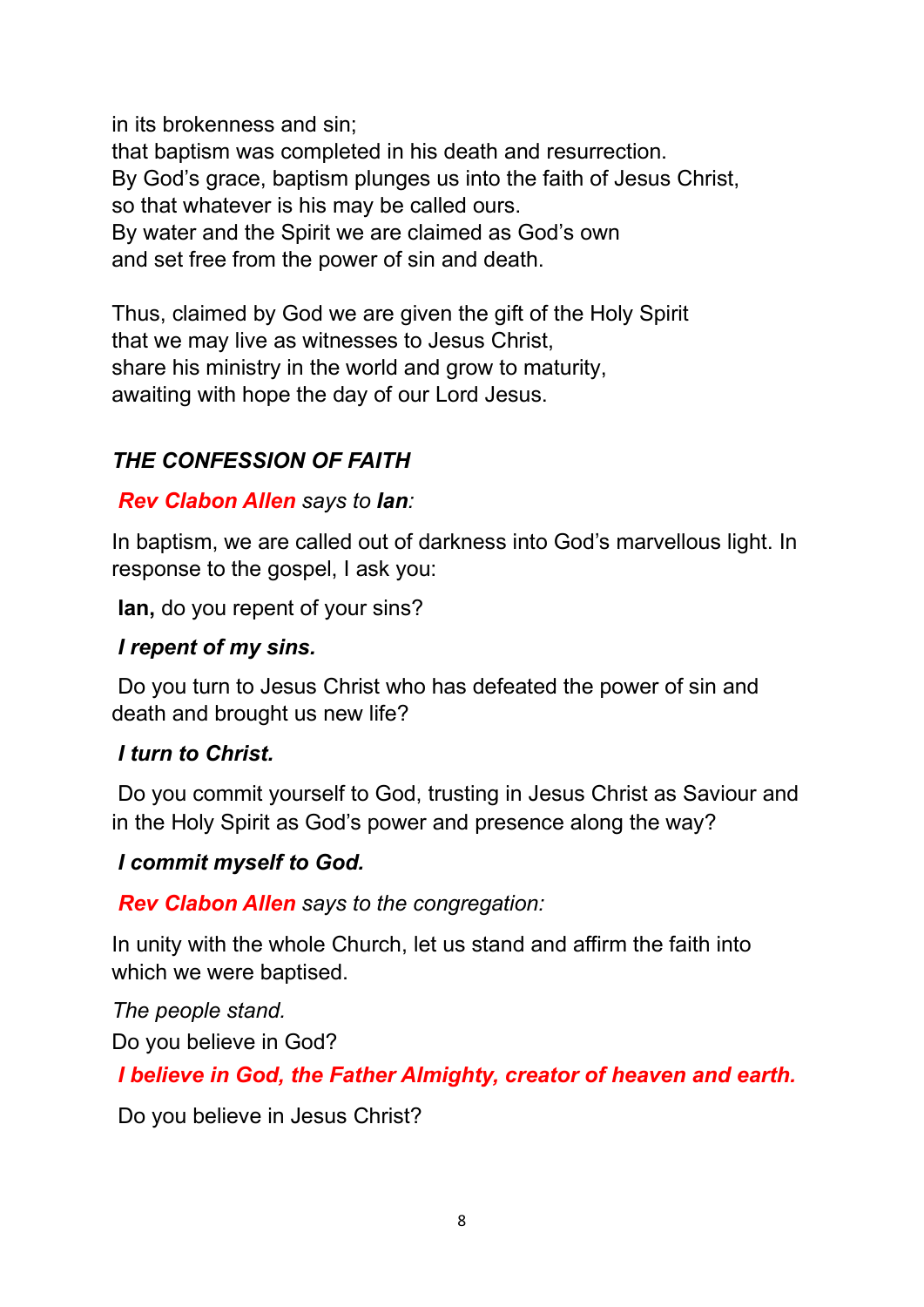in its brokenness and sin;
that baptism was completed in his death and resurrection.
By God's grace, baptism plunges us into the faith of Jesus Christ,
so that whatever is his may be called ours.
By water and the Spirit we are claimed as God's own
and set free from the power of sin and death.

Thus, claimed by God we are given the gift of the Holy Spirit
that we may live as witnesses to Jesus Christ,
share his ministry in the world and grow to maturity,
awaiting with hope the day of our Lord Jesus.

### *THE CONFESSION OF FAITH*

***Rev Clabon Allen*** *says to* ***Ian****:*

In baptism, we are called out of darkness into God's marvellous light. In response to the gospel, I ask you:

**Ian,** do you repent of your sins?

***I repent of my sins.***

Do you turn to Jesus Christ who has defeated the power of sin and death and brought us new life?

***I turn to Christ.***

Do you commit yourself to God, trusting in Jesus Christ as Saviour and in the Holy Spirit as God's power and presence along the way?

***I commit myself to God.***

***Rev Clabon Allen*** *says to the congregation:*

In unity with the whole Church, let us stand and affirm the faith into which we were baptised.

*The people stand.*

Do you believe in God?

***I believe in God, the Father Almighty, creator of heaven and earth.***

Do you believe in Jesus Christ?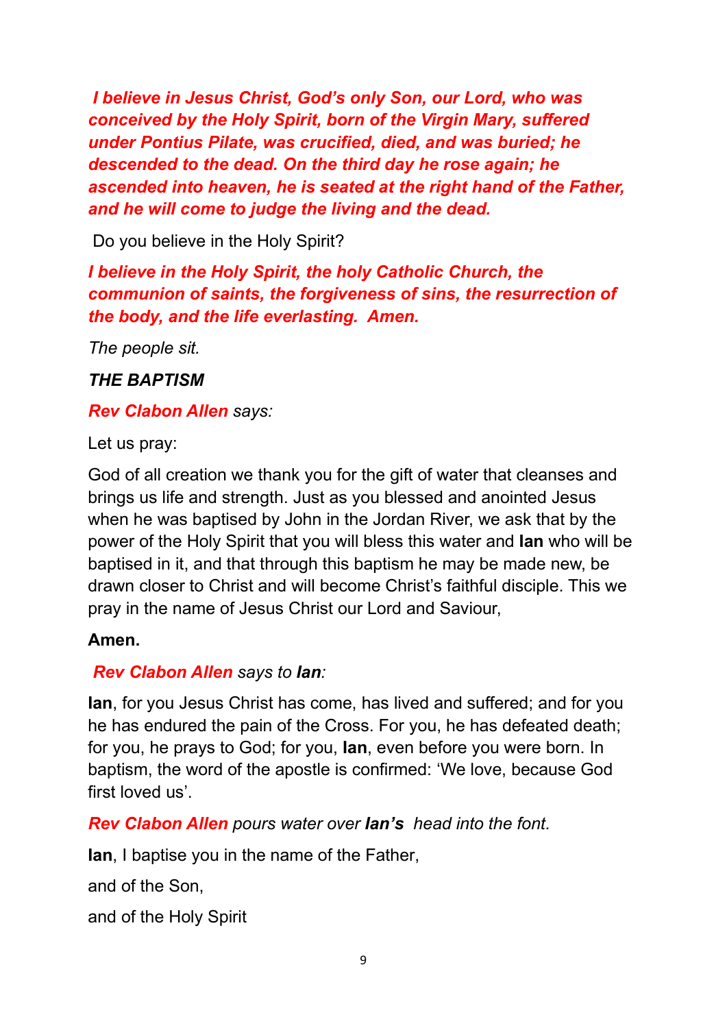***I believe in Jesus Christ, God's only Son, our Lord, who was conceived by the Holy Spirit, born of the Virgin Mary, suffered under Pontius Pilate, was crucified, died, and was buried; he descended to the dead. On the third day he rose again; he ascended into heaven, he is seated at the right hand of the Father, and he will come to judge the living and the dead.***

Do you believe in the Holy Spirit?

***I believe in the Holy Spirit, the holy Catholic Church, the communion of saints, the forgiveness of sins, the resurrection of the body, and the life everlasting. Amen.***

*The people sit.*

***THE BAPTISM***

***Rev Clabon Allen*** *says:*

Let us pray:

God of all creation we thank you for the gift of water that cleanses and brings us life and strength. Just as you blessed and anointed Jesus when he was baptised by John in the Jordan River, we ask that by the power of the Holy Spirit that you will bless this water and **Ian** who will be baptised in it, and that through this baptism he may be made new, be drawn closer to Christ and will become Christ's faithful disciple. This we pray in the name of Jesus Christ our Lord and Saviour,

**Amen.**

***Rev Clabon Allen*** *says to* ***Ian****:*

**Ian**, for you Jesus Christ has come, has lived and suffered; and for you he has endured the pain of the Cross. For you, he has defeated death; for you, he prays to God; for you, **Ian**, even before you were born. In baptism, the word of the apostle is confirmed: 'We love, because God first loved us'.

***Rev Clabon Allen*** *pours water over* ***Ian's*** *head into the font.*

**Ian**, I baptise you in the name of the Father,

and of the Son,

and of the Holy Spirit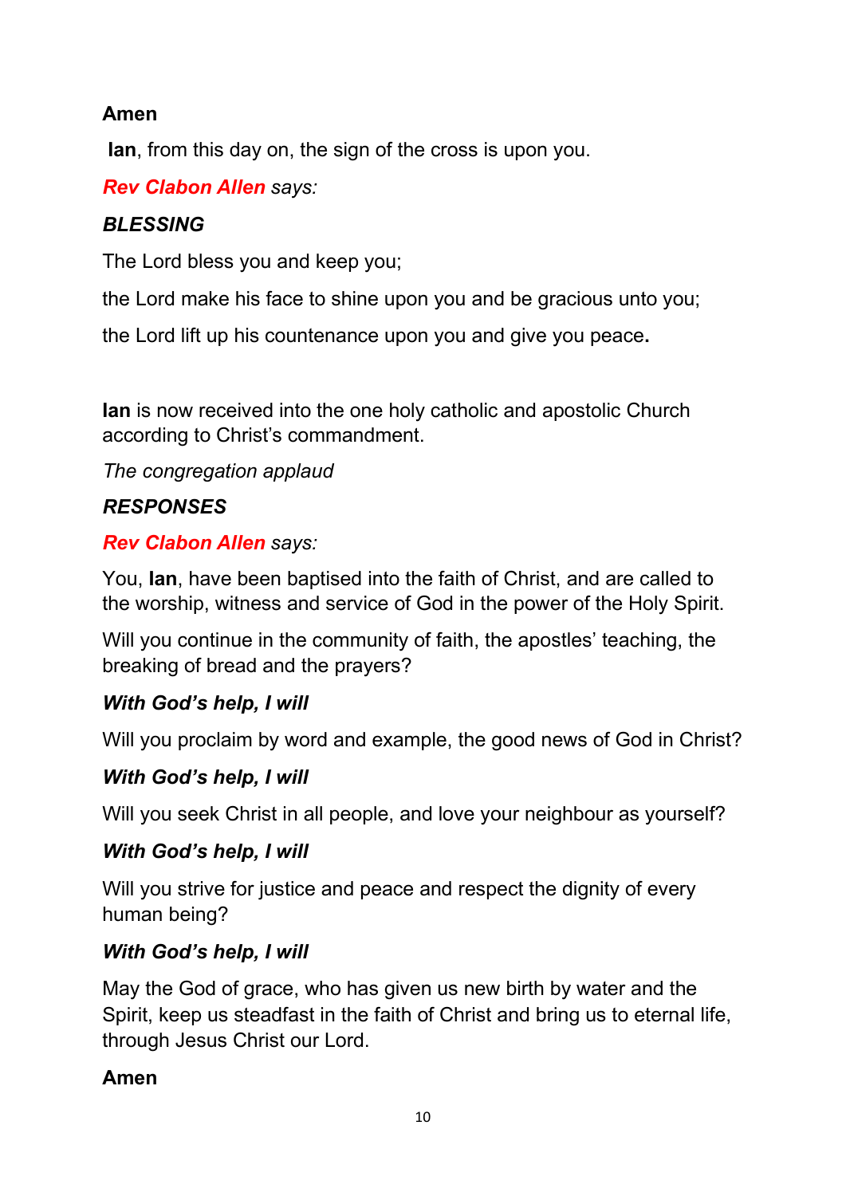**Amen**

**Ian**, from this day on, the sign of the cross is upon you.

***Rev Clabon Allen*** *says:*

***BLESSING***

The Lord bless you and keep you;

the Lord make his face to shine upon you and be gracious unto you;

the Lord lift up his countenance upon you and give you peace**.**

**Ian** is now received into the one holy catholic and apostolic Church according to Christ's commandment.

*The congregation applaud*

***RESPONSES***

***Rev Clabon Allen*** *says:*

You, **Ian**, have been baptised into the faith of Christ, and are called to the worship, witness and service of God in the power of the Holy Spirit.

Will you continue in the community of faith, the apostles' teaching, the breaking of bread and the prayers?

***With God's help, I will***

Will you proclaim by word and example, the good news of God in Christ?

***With God's help, I will***

Will you seek Christ in all people, and love your neighbour as yourself?

***With God's help, I will***

Will you strive for justice and peace and respect the dignity of every human being?

***With God's help, I will***

May the God of grace, who has given us new birth by water and the Spirit, keep us steadfast in the faith of Christ and bring us to eternal life, through Jesus Christ our Lord.

**Amen**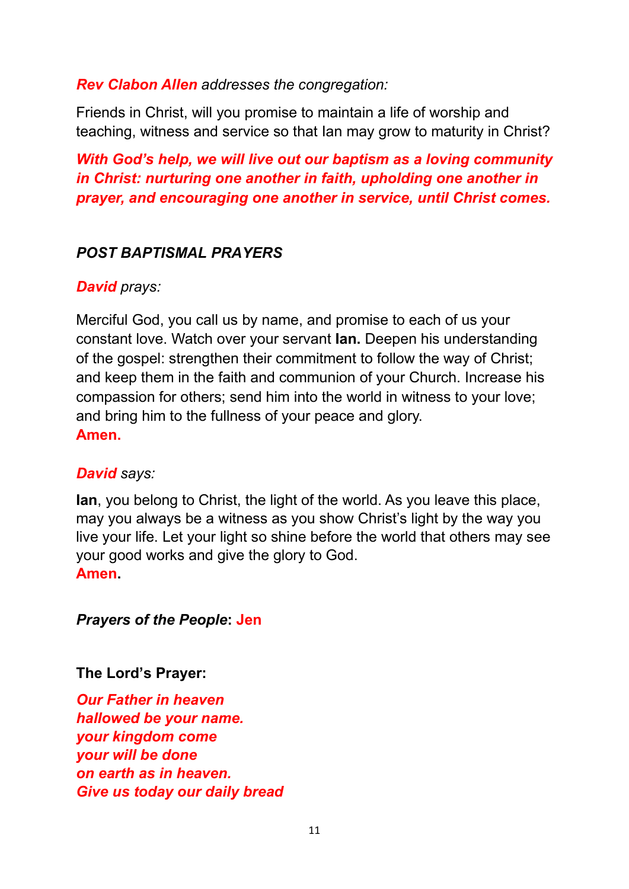***Rev Clabon Allen** addresses the congregation:*

Friends in Christ, will you promise to maintain a life of worship and teaching, witness and service so that Ian may grow to maturity in Christ?

***With God's help, we will live out our baptism as a loving community in Christ: nurturing one another in faith, upholding one another in prayer, and encouraging one another in service, until Christ comes.***

## *POST BAPTISMAL PRAYERS*

***David** prays:*

Merciful God, you call us by name, and promise to each of us your constant love. Watch over your servant **Ian.** Deepen his understanding of the gospel: strengthen their commitment to follow the way of Christ; and keep them in the faith and communion of your Church. Increase his compassion for others; send him into the world in witness to your love; and bring him to the fullness of your peace and glory.
**Amen.**

***David** says:*

**Ian**, you belong to Christ, the light of the world. As you leave this place, may you always be a witness as you show Christ's light by the way you live your life. Let your light so shine before the world that others may see your good works and give the glory to God.
**Amen.**

***Prayers of the People*: Jen**

**The Lord's Prayer:**

***Our Father in heaven***
***hallowed be your name.***
***your kingdom come***
***your will be done***
***on earth as in heaven.***
***Give us today our daily bread***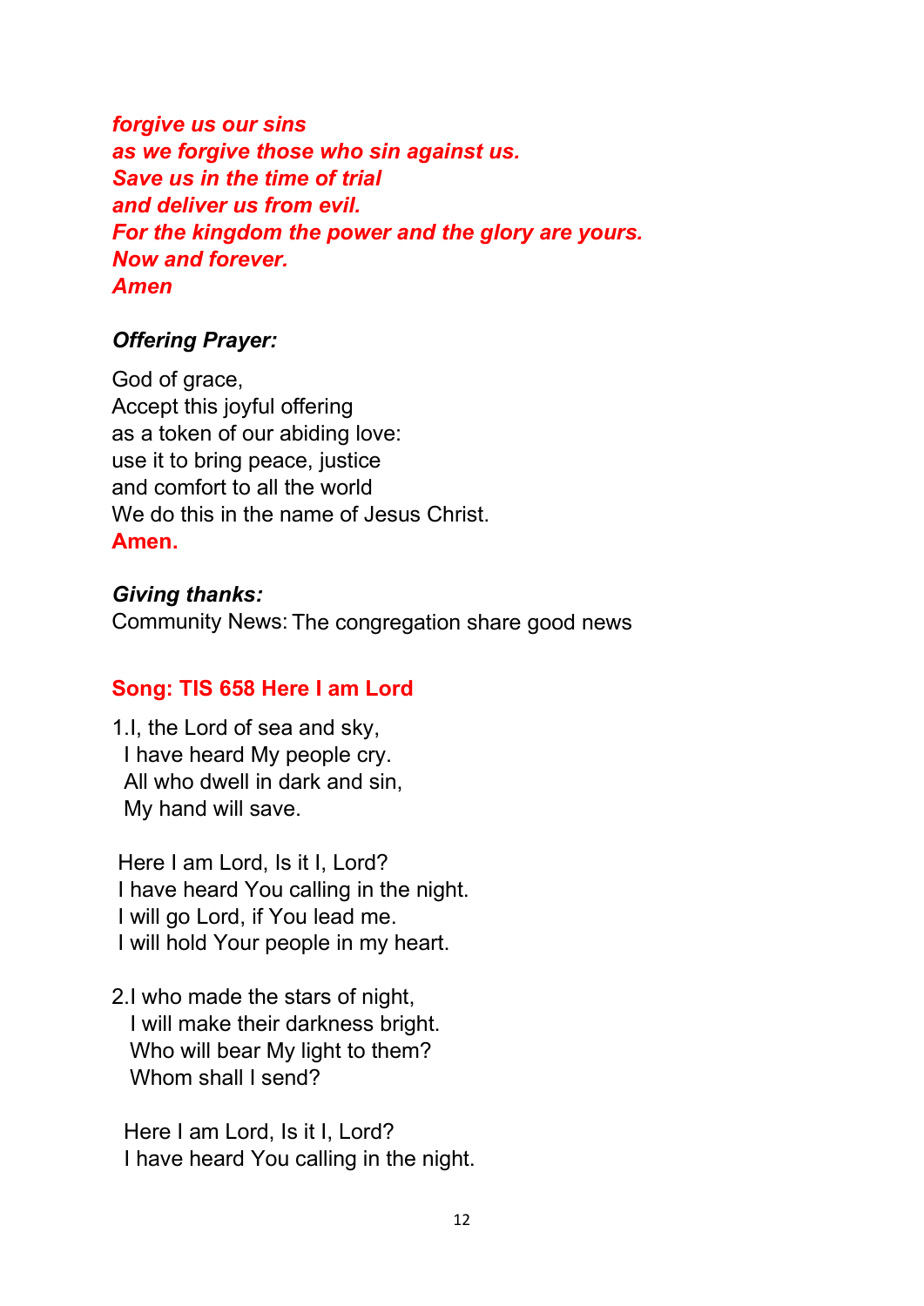***forgive us our sins***
***as we forgive those who sin against us.***
***Save us in the time of trial***
***and deliver us from evil.***
***For the kingdom the power and the glory are yours.***
***Now and forever.***
***Amen***

***Offering Prayer:***

God of grace,
Accept this joyful offering
as a token of our abiding love:
use it to bring peace, justice
and comfort to all the world
We do this in the name of Jesus Christ.
**Amen.**

***Giving thanks:***
Community News: The congregation share good news

**Song: TIS 658 Here I am Lord**

1.I, the Lord of sea and sky,
I have heard My people cry.
All who dwell in dark and sin,
My hand will save.

Here I am Lord, Is it I, Lord?
I have heard You calling in the night.
I will go Lord, if You lead me.
I will hold Your people in my heart.

2.I who made the stars of night,
I will make their darkness bright.
Who will bear My light to them?
Whom shall I send?

Here I am Lord, Is it I, Lord?
I have heard You calling in the night.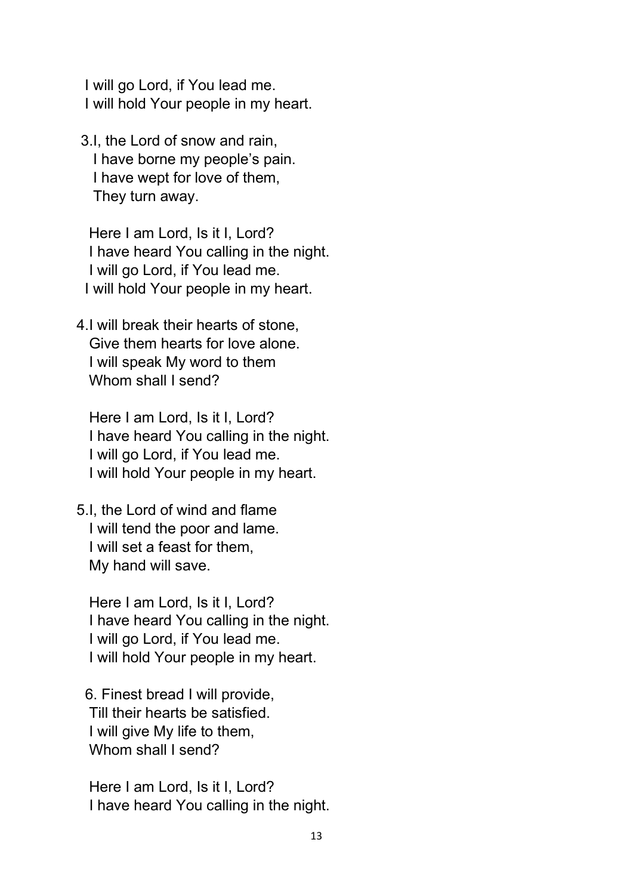I will go Lord, if You lead me.
I will hold Your people in my heart.

3.I, the Lord of snow and rain,
I have borne my people's pain.
I have wept for love of them,
They turn away.

Here I am Lord, Is it I, Lord?
I have heard You calling in the night.
I will go Lord, if You lead me.
I will hold Your people in my heart.

4.I will break their hearts of stone,
Give them hearts for love alone.
I will speak My word to them
Whom shall I send?

Here I am Lord, Is it I, Lord?
I have heard You calling in the night.
I will go Lord, if You lead me.
I will hold Your people in my heart.

5.I, the Lord of wind and flame
I will tend the poor and lame.
I will set a feast for them,
My hand will save.

Here I am Lord, Is it I, Lord?
I have heard You calling in the night.
I will go Lord, if You lead me.
I will hold Your people in my heart.

6. Finest bread I will provide,
Till their hearts be satisfied.
I will give My life to them,
Whom shall I send?

Here I am Lord, Is it I, Lord?
I have heard You calling in the night.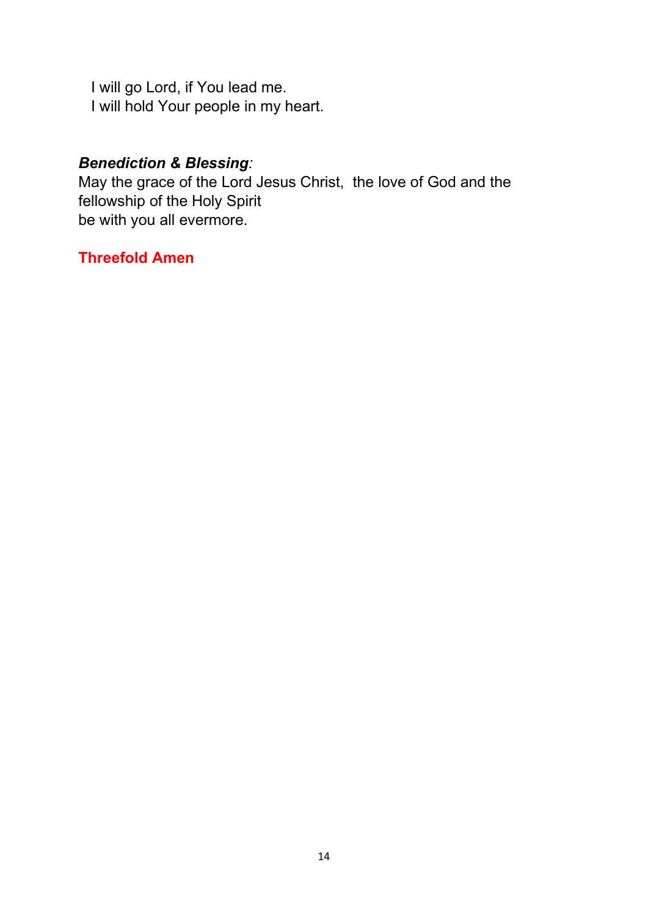I will go Lord, if You lead me.
I will hold Your people in my heart.

***Benediction & Blessing*:**
May the grace of the Lord Jesus Christ,  the love of God and the fellowship of the Holy Spirit
be with you all evermore.

**Threefold Amen**